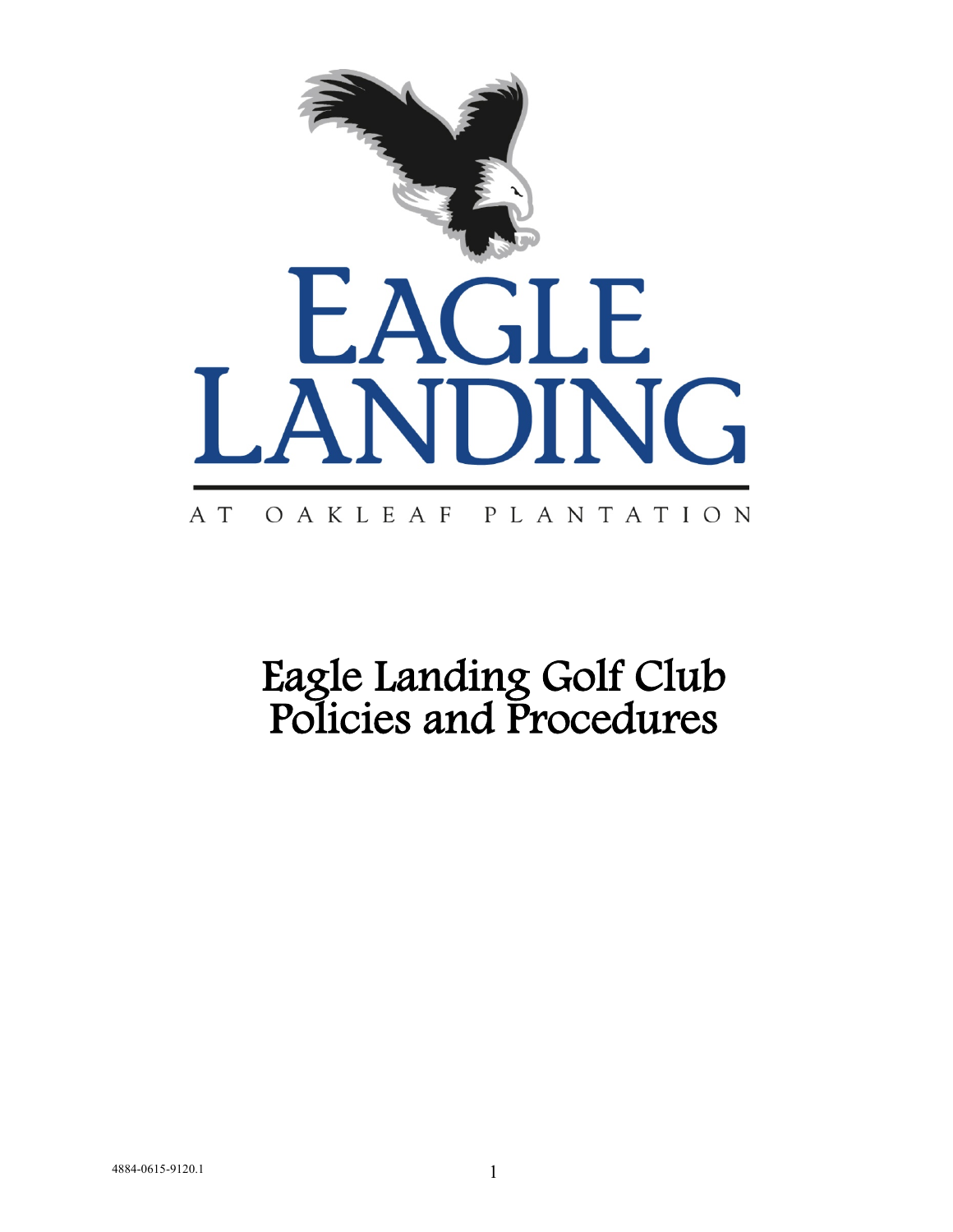EAGLE LANDING

AT OAKLEAF PLANTATION

# Eagle Landing Golf Club Policies and Procedures

4884-0615-9120.1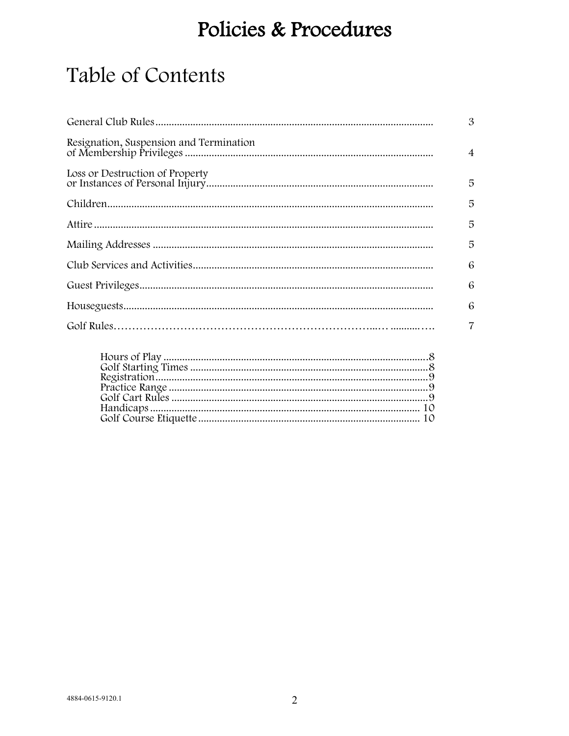# Policies & Procedures

## Table of Contents

| | |
|---|---|
| General Club Rules | 3 |
| Resignation, Suspension and Termination of Membership Privileges | 4 |
| Loss or Destruction of Property or Instances of Personal Injury | 5 |
| Children | 5 |
| Attire | 5 |
| Mailing Addresses | 5 |
| Club Services and Activities | 6 |
| Guest Privileges | 6 |
| Houseguests | 6 |
| Golf Rules | 7 |
| Hours of Play | 8 |
| Golf Starting Times | 8 |
| Registration | 9 |
| Practice Range | 9 |
| Golf Cart Rules | 9 |
| Handicaps | 10 |
| Golf Course Etiquette | 10 |

4884-0615-9120.1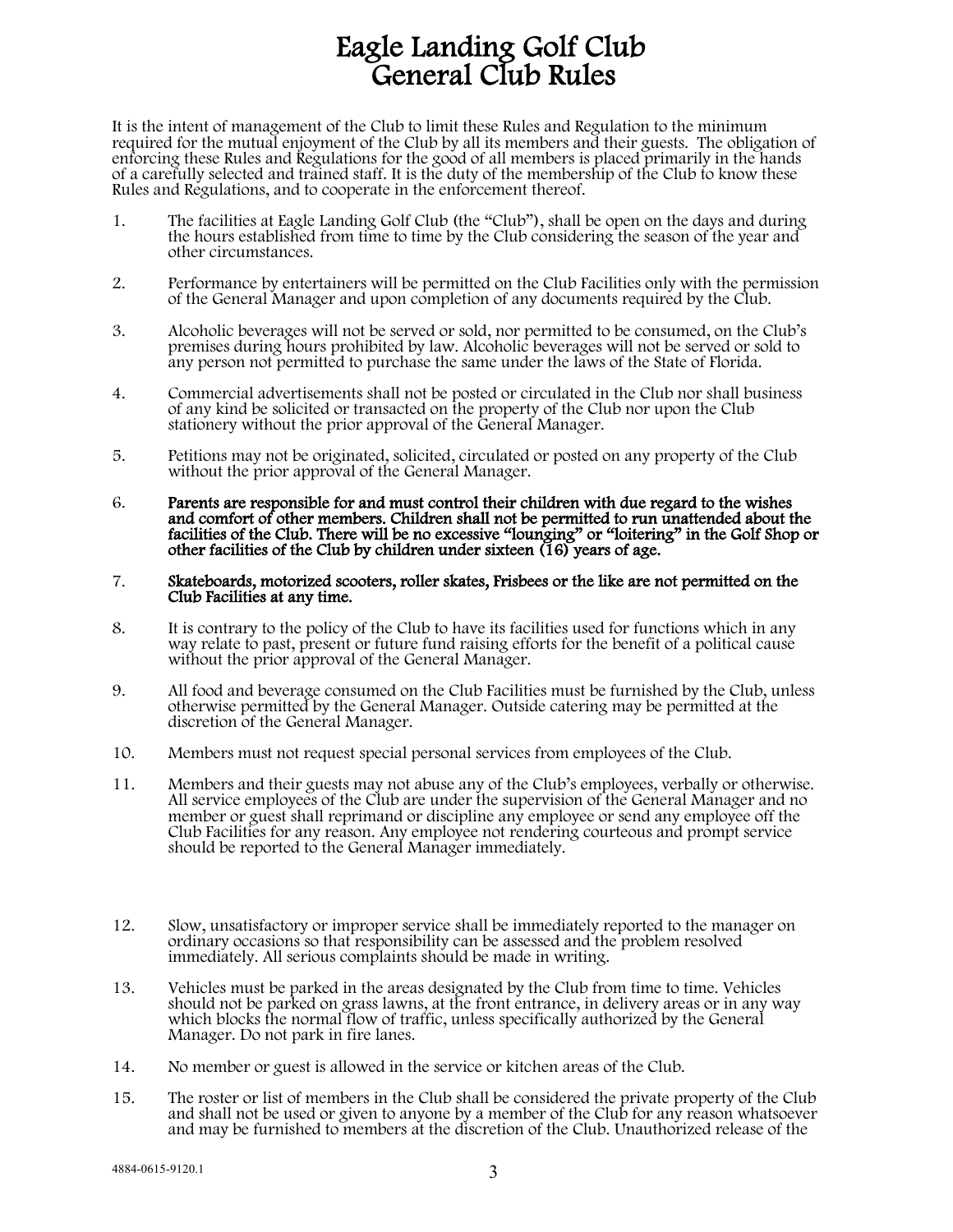# Eagle Landing Golf Club
# General Club Rules

It is the intent of management of the Club to limit these Rules and Regulation to the minimum required for the mutual enjoyment of the Club by all its members and their guests. The obligation of enforcing these Rules and Regulations for the good of all members is placed primarily in the hands of a carefully selected and trained staff. It is the duty of the membership of the Club to know these Rules and Regulations, and to cooperate in the enforcement thereof.

1. The facilities at Eagle Landing Golf Club (the "Club"), shall be open on the days and during the hours established from time to time by the Club considering the season of the year and other circumstances.

2. Performance by entertainers will be permitted on the Club Facilities only with the permission of the General Manager and upon completion of any documents required by the Club.

3. Alcoholic beverages will not be served or sold, nor permitted to be consumed, on the Club's premises during hours prohibited by law. Alcoholic beverages will not be served or sold to any person not permitted to purchase the same under the laws of the State of Florida.

4. Commercial advertisements shall not be posted or circulated in the Club nor shall business of any kind be solicited or transacted on the property of the Club nor upon the Club stationery without the prior approval of the General Manager.

5. Petitions may not be originated, solicited, circulated or posted on any property of the Club without the prior approval of the General Manager.

6. **Parents are responsible for and must control their children with due regard to the wishes and comfort of other members. Children shall not be permitted to run unattended about the facilities of the Club. There will be no excessive "lounging" or "loitering" in the Golf Shop or other facilities of the Club by children under sixteen (16) years of age.**

7. **Skateboards, motorized scooters, roller skates, Frisbees or the like are not permitted on the Club Facilities at any time.**

8. It is contrary to the policy of the Club to have its facilities used for functions which in any way relate to past, present or future fund raising efforts for the benefit of a political cause without the prior approval of the General Manager.

9. All food and beverage consumed on the Club Facilities must be furnished by the Club, unless otherwise permitted by the General Manager. Outside catering may be permitted at the discretion of the General Manager.

10. Members must not request special personal services from employees of the Club.

11. Members and their guests may not abuse any of the Club's employees, verbally or otherwise. All service employees of the Club are under the supervision of the General Manager and no member or guest shall reprimand or discipline any employee or send any employee off the Club Facilities for any reason. Any employee not rendering courteous and prompt service should be reported to the General Manager immediately.

12. Slow, unsatisfactory or improper service shall be immediately reported to the manager on ordinary occasions so that responsibility can be assessed and the problem resolved immediately. All serious complaints should be made in writing.

13. Vehicles must be parked in the areas designated by the Club from time to time. Vehicles should not be parked on grass lawns, at the front entrance, in delivery areas or in any way which blocks the normal flow of traffic, unless specifically authorized by the General Manager. Do not park in fire lanes.

14. No member or guest is allowed in the service or kitchen areas of the Club.

15. The roster or list of members in the Club shall be considered the private property of the Club and shall not be used or given to anyone by a member of the Club for any reason whatsoever and may be furnished to members at the discretion of the Club. Unauthorized release of the

4884-0615-9120.1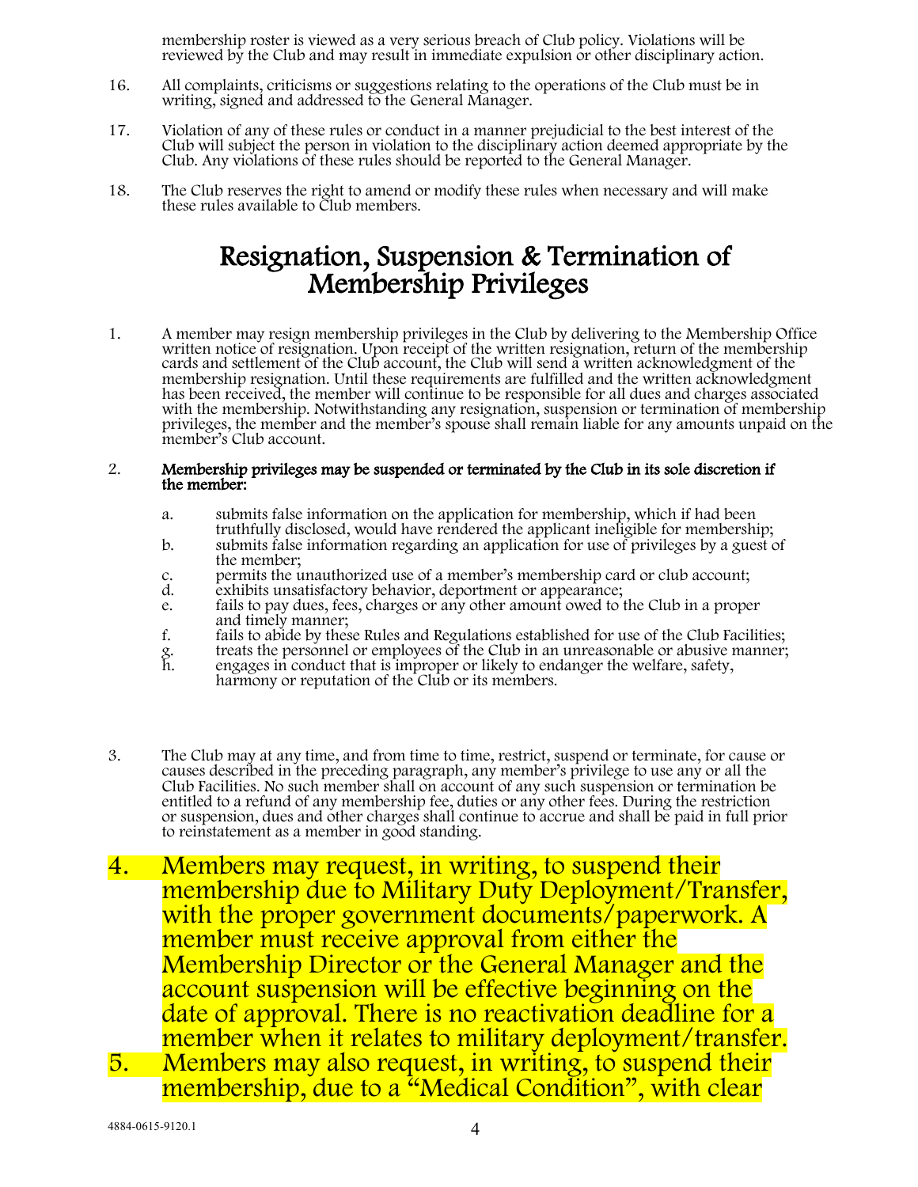membership roster is viewed as a very serious breach of Club policy. Violations will be reviewed by the Club and may result in immediate expulsion or other disciplinary action.

16. All complaints, criticisms or suggestions relating to the operations of the Club must be in writing, signed and addressed to the General Manager.

17. Violation of any of these rules or conduct in a manner prejudicial to the best interest of the Club will subject the person in violation to the disciplinary action deemed appropriate by the Club. Any violations of these rules should be reported to the General Manager.

18. The Club reserves the right to amend or modify these rules when necessary and will make these rules available to Club members.

# Resignation, Suspension & Termination of Membership Privileges

1. A member may resign membership privileges in the Club by delivering to the Membership Office written notice of resignation. Upon receipt of the written resignation, return of the membership cards and settlement of the Club account, the Club will send a written acknowledgment of the membership resignation. Until these requirements are fulfilled and the written acknowledgment has been received, the member will continue to be responsible for all dues and charges associated with the membership. Notwithstanding any resignation, suspension or termination of membership privileges, the member and the member's spouse shall remain liable for any amounts unpaid on the member's Club account.

2. **Membership privileges may be suspended or terminated by the Club in its sole discretion if the member:**

   a. submits false information on the application for membership, which if had been truthfully disclosed, would have rendered the applicant ineligible for membership;
   b. submits false information regarding an application for use of privileges by a guest of the member;
   c. permits the unauthorized use of a member's membership card or club account;
   d. exhibits unsatisfactory behavior, deportment or appearance;
   e. fails to pay dues, fees, charges or any other amount owed to the Club in a proper and timely manner;
   f. fails to abide by these Rules and Regulations established for use of the Club Facilities;
   g. treats the personnel or employees of the Club in an unreasonable or abusive manner;
   h. engages in conduct that is improper or likely to endanger the welfare, safety, harmony or reputation of the Club or its members.

3. The Club may at any time, and from time to time, restrict, suspend or terminate, for cause or causes described in the preceding paragraph, any member's privilege to use any or all the Club Facilities. No such member shall on account of any such suspension or termination be entitled to a refund of any membership fee, duties or any other fees. During the restriction or suspension, dues and other charges shall continue to accrue and shall be paid in full prior to reinstatement as a member in good standing.

4. Members may request, in writing, to suspend their membership due to Military Duty Deployment/Transfer, with the proper government documents/paperwork. A member must receive approval from either the Membership Director or the General Manager and the account suspension will be effective beginning on the date of approval. There is no reactivation deadline for a member when it relates to military deployment/transfer.

5. Members may also request, in writing, to suspend their membership, due to a "Medical Condition", with clear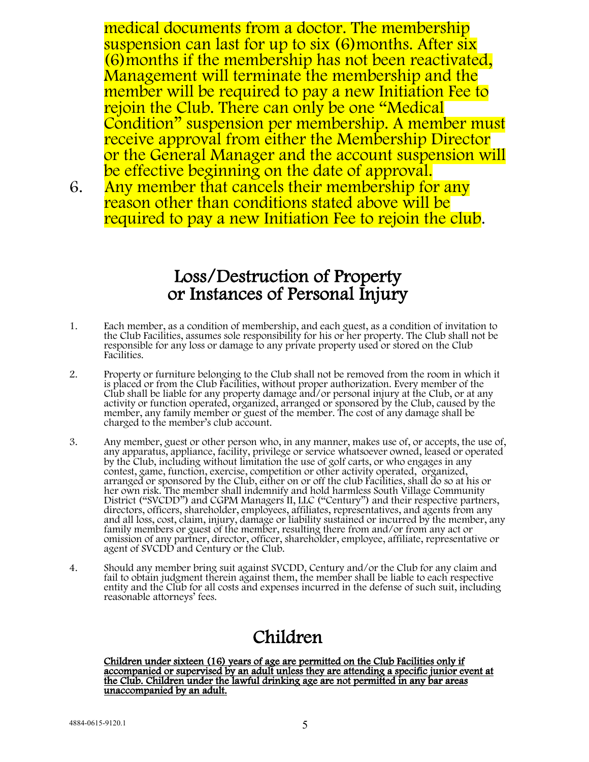medical documents from a doctor. The membership suspension can last for up to six (6)months. After six (6)months if the membership has not been reactivated, Management will terminate the membership and the member will be required to pay a new Initiation Fee to rejoin the Club. There can only be one "Medical Condition" suspension per membership. A member must receive approval from either the Membership Director or the General Manager and the account suspension will be effective beginning on the date of approval.

6. Any member that cancels their membership for any reason other than conditions stated above will be required to pay a new Initiation Fee to rejoin the club.

## Loss/Destruction of Property or Instances of Personal Injury

1. Each member, as a condition of membership, and each guest, as a condition of invitation to the Club Facilities, assumes sole responsibility for his or her property. The Club shall not be responsible for any loss or damage to any private property used or stored on the Club Facilities.

2. Property or furniture belonging to the Club shall not be removed from the room in which it is placed or from the Club Facilities, without proper authorization. Every member of the Club shall be liable for any property damage and/or personal injury at the Club, or at any activity or function operated, organized, arranged or sponsored by the Club, caused by the member, any family member or guest of the member. The cost of any damage shall be charged to the member's club account.

3. Any member, guest or other person who, in any manner, makes use of, or accepts, the use of, any apparatus, appliance, facility, privilege or service whatsoever owned, leased or operated by the Club, including without limitation the use of golf carts, or who engages in any contest, game, function, exercise, competition or other activity operated, organized, arranged or sponsored by the Club, either on or off the club Facilities, shall do so at his or her own risk. The member shall indemnify and hold harmless South Village Community District ("SVCDD") and CGPM Managers II, LLC ("Century") and their respective partners, directors, officers, shareholder, employees, affiliates, representatives, and agents from any and all loss, cost, claim, injury, damage or liability sustained or incurred by the member, any family members or guest of the member, resulting there from and/or from any act or omission of any partner, director, officer, shareholder, employee, affiliate, representative or agent of SVCDD and Century or the Club.

4. Should any member bring suit against SVCDD, Century and/or the Club for any claim and fail to obtain judgment therein against them, the member shall be liable to each respective entity and the Club for all costs and expenses incurred in the defense of such suit, including reasonable attorneys' fees.

## Children

**Children under sixteen (16) years of age are permitted on the Club Facilities only if accompanied or supervised by an adult unless they are attending a specific junior event at the Club. Children under the lawful drinking age are not permitted in any bar areas unaccompanied by an adult.**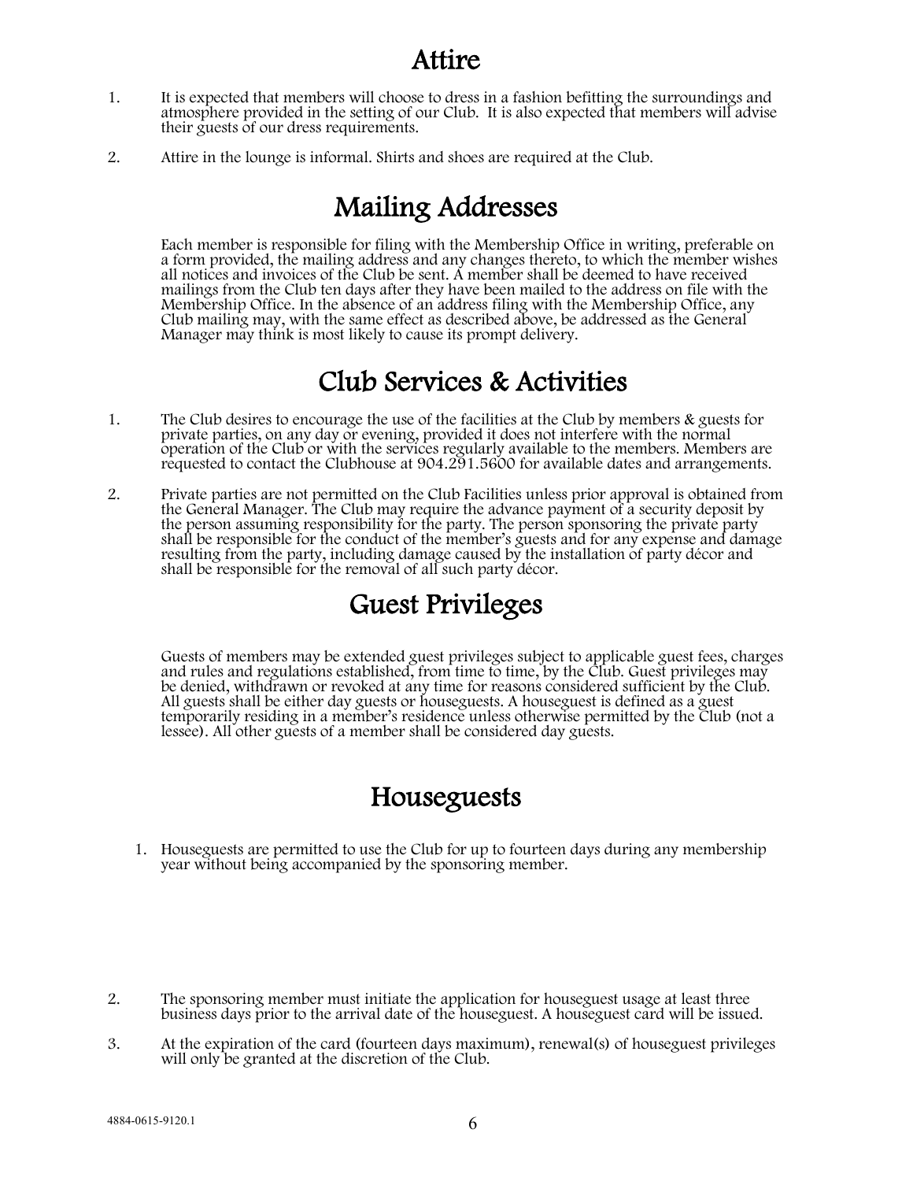# Attire

1. It is expected that members will choose to dress in a fashion befitting the surroundings and atmosphere provided in the setting of our Club. It is also expected that members will advise their guests of our dress requirements.

2. Attire in the lounge is informal. Shirts and shoes are required at the Club.

# Mailing Addresses

Each member is responsible for filing with the Membership Office in writing, preferable on a form provided, the mailing address and any changes thereto, to which the member wishes all notices and invoices of the Club be sent. A member shall be deemed to have received mailings from the Club ten days after they have been mailed to the address on file with the Membership Office. In the absence of an address filing with the Membership Office, any Club mailing may, with the same effect as described above, be addressed as the General Manager may think is most likely to cause its prompt delivery.

# Club Services & Activities

1. The Club desires to encourage the use of the facilities at the Club by members & guests for private parties, on any day or evening, provided it does not interfere with the normal operation of the Club or with the services regularly available to the members. Members are requested to contact the Clubhouse at 904.291.5600 for available dates and arrangements.

2. Private parties are not permitted on the Club Facilities unless prior approval is obtained from the General Manager. The Club may require the advance payment of a security deposit by the person assuming responsibility for the party. The person sponsoring the private party shall be responsible for the conduct of the member's guests and for any expense and damage resulting from the party, including damage caused by the installation of party décor and shall be responsible for the removal of all such party décor.

# Guest Privileges

Guests of members may be extended guest privileges subject to applicable guest fees, charges and rules and regulations established, from time to time, by the Club. Guest privileges may be denied, withdrawn or revoked at any time for reasons considered sufficient by the Club. All guests shall be either day guests or houseguests. A houseguest is defined as a guest temporarily residing in a member's residence unless otherwise permitted by the Club (not a lessee). All other guests of a member shall be considered day guests.

# Houseguests

1. Houseguests are permitted to use the Club for up to fourteen days during any membership year without being accompanied by the sponsoring member.

2. The sponsoring member must initiate the application for houseguest usage at least three business days prior to the arrival date of the houseguest. A houseguest card will be issued.

3. At the expiration of the card (fourteen days maximum), renewal(s) of houseguest privileges will only be granted at the discretion of the Club.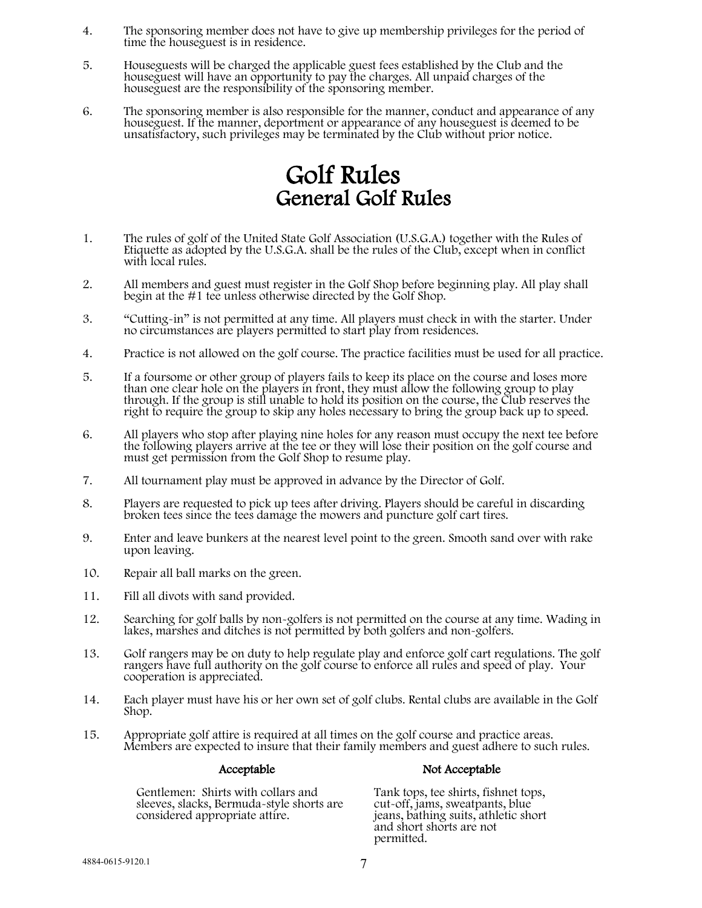4. The sponsoring member does not have to give up membership privileges for the period of time the houseguest is in residence.

5. Houseguests will be charged the applicable guest fees established by the Club and the houseguest will have an opportunity to pay the charges. All unpaid charges of the houseguest are the responsibility of the sponsoring member.

6. The sponsoring member is also responsible for the manner, conduct and appearance of any houseguest. If the manner, deportment or appearance of any houseguest is deemed to be unsatisfactory, such privileges may be terminated by the Club without prior notice.

# Golf Rules

## General Golf Rules

1. The rules of golf of the United State Golf Association (U.S.G.A.) together with the Rules of Etiquette as adopted by the U.S.G.A. shall be the rules of the Club, except when in conflict with local rules.

2. All members and guest must register in the Golf Shop before beginning play. All play shall begin at the #1 tee unless otherwise directed by the Golf Shop.

3. "Cutting-in" is not permitted at any time. All players must check in with the starter. Under no circumstances are players permitted to start play from residences.

4. Practice is not allowed on the golf course. The practice facilities must be used for all practice.

5. If a foursome or other group of players fails to keep its place on the course and loses more than one clear hole on the players in front, they must allow the following group to play through. If the group is still unable to hold its position on the course, the Club reserves the right to require the group to skip any holes necessary to bring the group back up to speed.

6. All players who stop after playing nine holes for any reason must occupy the next tee before the following players arrive at the tee or they will lose their position on the golf course and must get permission from the Golf Shop to resume play.

7. All tournament play must be approved in advance by the Director of Golf.

8. Players are requested to pick up tees after driving. Players should be careful in discarding broken tees since the tees damage the mowers and puncture golf cart tires.

9. Enter and leave bunkers at the nearest level point to the green. Smooth sand over with rake upon leaving.

10. Repair all ball marks on the green.

11. Fill all divots with sand provided.

12. Searching for golf balls by non-golfers is not permitted on the course at any time. Wading in lakes, marshes and ditches is not permitted by both golfers and non-golfers.

13. Golf rangers may be on duty to help regulate play and enforce golf cart regulations. The golf rangers have full authority on the golf course to enforce all rules and speed of play. Your cooperation is appreciated.

14. Each player must have his or her own set of golf clubs. Rental clubs are available in the Golf Shop.

15. Appropriate golf attire is required at all times on the golf course and practice areas. Members are expected to insure that their family members and guest adhere to such rules.

| Acceptable | Not Acceptable |
|---|---|
| Gentlemen: Shirts with collars and sleeves, slacks, Bermuda-style shorts are considered appropriate attire. | Tank tops, tee shirts, fishnet tops, cut-off, jams, sweatpants, blue jeans, bathing suits, athletic short and short shorts are not permitted. |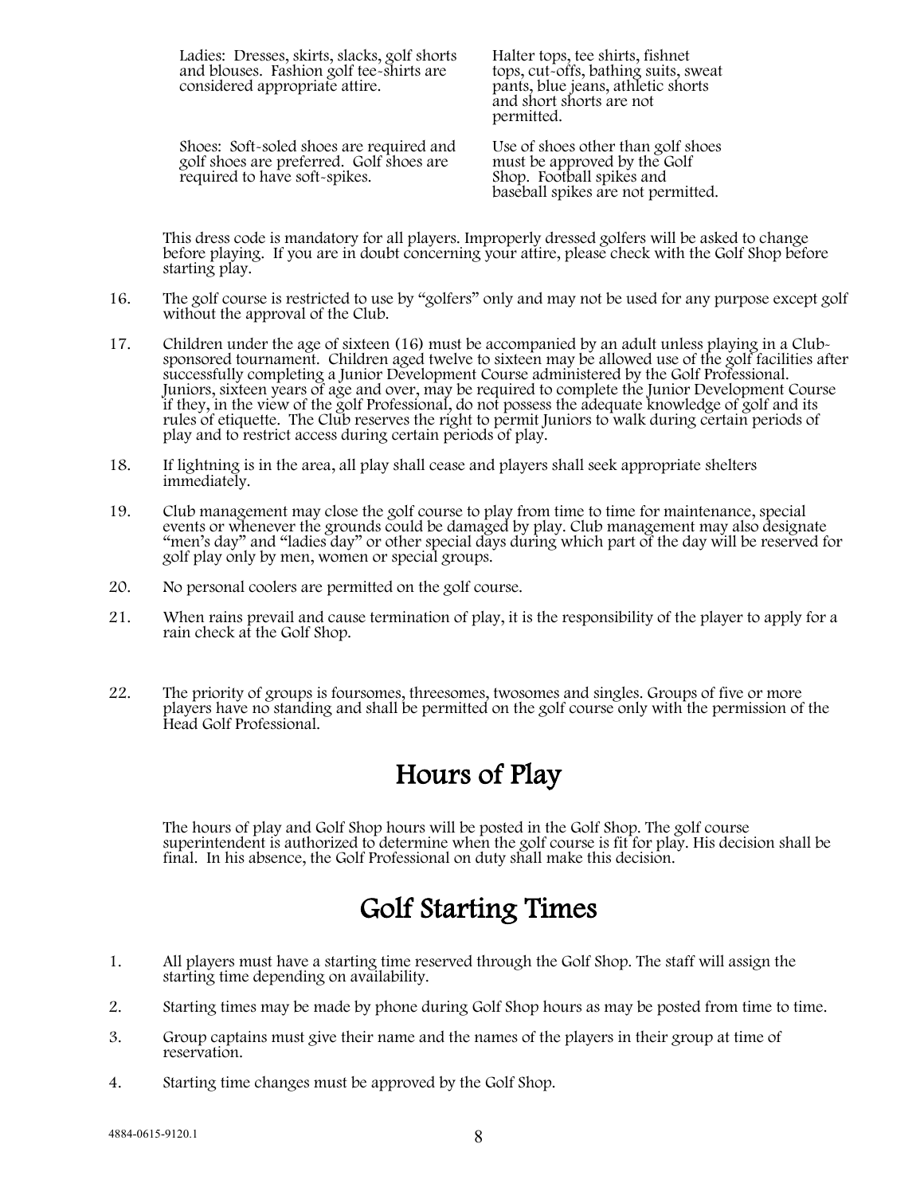| | |
|---|---|
| Ladies: Dresses, skirts, slacks, golf shorts and blouses. Fashion golf tee-shirts are considered appropriate attire. | Halter tops, tee shirts, fishnet tops, cut-offs, bathing suits, sweat pants, blue jeans, athletic shorts and short shorts are not permitted. |
| Shoes: Soft-soled shoes are required and golf shoes are preferred. Golf shoes are required to have soft-spikes. | Use of shoes other than golf shoes must be approved by the Golf Shop. Football spikes and baseball spikes are not permitted. |

This dress code is mandatory for all players. Improperly dressed golfers will be asked to change before playing. If you are in doubt concerning your attire, please check with the Golf Shop before starting play.

16. The golf course is restricted to use by "golfers" only and may not be used for any purpose except golf without the approval of the Club.

17. Children under the age of sixteen (16) must be accompanied by an adult unless playing in a Club-sponsored tournament. Children aged twelve to sixteen may be allowed use of the golf facilities after successfully completing a Junior Development Course administered by the Golf Professional. Juniors, sixteen years of age and over, may be required to complete the Junior Development Course if they, in the view of the golf Professional, do not possess the adequate knowledge of golf and its rules of etiquette. The Club reserves the right to permit Juniors to walk during certain periods of play and to restrict access during certain periods of play.

18. If lightning is in the area, all play shall cease and players shall seek appropriate shelters immediately.

19. Club management may close the golf course to play from time to time for maintenance, special events or whenever the grounds could be damaged by play. Club management may also designate "men's day" and "ladies day" or other special days during which part of the day will be reserved for golf play only by men, women or special groups.

20. No personal coolers are permitted on the golf course.

21. When rains prevail and cause termination of play, it is the responsibility of the player to apply for a rain check at the Golf Shop.

22. The priority of groups is foursomes, threesomes, twosomes and singles. Groups of five or more players have no standing and shall be permitted on the golf course only with the permission of the Head Golf Professional.

# Hours of Play

The hours of play and Golf Shop hours will be posted in the Golf Shop. The golf course superintendent is authorized to determine when the golf course is fit for play. His decision shall be final. In his absence, the Golf Professional on duty shall make this decision.

# Golf Starting Times

1. All players must have a starting time reserved through the Golf Shop. The staff will assign the starting time depending on availability.

2. Starting times may be made by phone during Golf Shop hours as may be posted from time to time.

3. Group captains must give their name and the names of the players in their group at time of reservation.

4. Starting time changes must be approved by the Golf Shop.

4884-0615-9120.1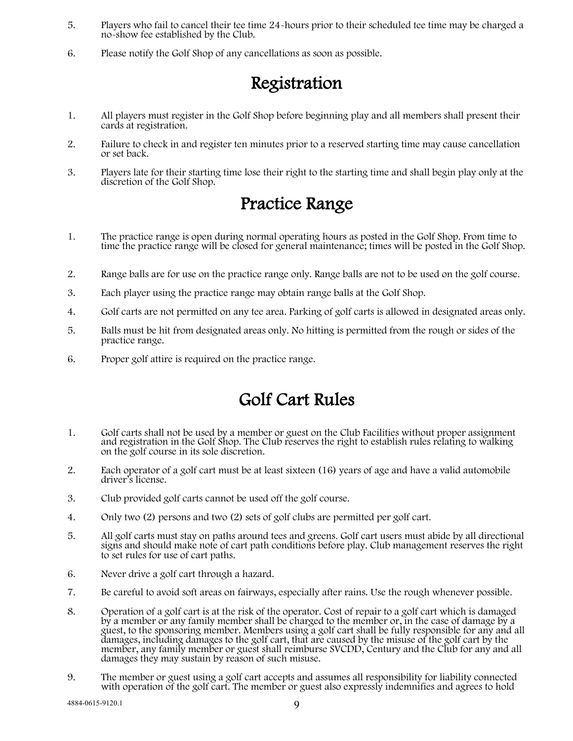5. Players who fail to cancel their tee time 24-hours prior to their scheduled tee time may be charged a no-show fee established by the Club.

6. Please notify the Golf Shop of any cancellations as soon as possible.

# Registration

1. All players must register in the Golf Shop before beginning play and all members shall present their cards at registration.

2. Failure to check in and register ten minutes prior to a reserved starting time may cause cancellation or set back.

3. Players late for their starting time lose their right to the starting time and shall begin play only at the discretion of the Golf Shop.

# Practice Range

1. The practice range is open during normal operating hours as posted in the Golf Shop. From time to time the practice range will be closed for general maintenance; times will be posted in the Golf Shop.

2. Range balls are for use on the practice range only. Range balls are not to be used on the golf course.

3. Each player using the practice range may obtain range balls at the Golf Shop.

4. Golf carts are not permitted on any tee area. Parking of golf carts is allowed in designated areas only.

5. Balls must be hit from designated areas only. No hitting is permitted from the rough or sides of the practice range.

6. Proper golf attire is required on the practice range.

# Golf Cart Rules

1. Golf carts shall not be used by a member or guest on the Club Facilities without proper assignment and registration in the Golf Shop. The Club reserves the right to establish rules relating to walking on the golf course in its sole discretion.

2. Each operator of a golf cart must be at least sixteen (16) years of age and have a valid automobile driver's license.

3. Club provided golf carts cannot be used off the golf course.

4. Only two (2) persons and two (2) sets of golf clubs are permitted per golf cart.

5. All golf carts must stay on paths around tees and greens. Golf cart users must abide by all directional signs and should make note of cart path conditions before play. Club management reserves the right to set rules for use of cart paths.

6. Never drive a golf cart through a hazard.

7. Be careful to avoid soft areas on fairways, especially after rains. Use the rough whenever possible.

8. Operation of a golf cart is at the risk of the operator. Cost of repair to a golf cart which is damaged by a member or any family member shall be charged to the member or, in the case of damage by a guest, to the sponsoring member. Members using a golf cart shall be fully responsible for any and all damages, including damages to the golf cart, that are caused by the misuse of the golf cart by the member, any family member or guest shall reimburse SVCDD, Century and the Club for any and all damages they may sustain by reason of such misuse.

9. The member or guest using a golf cart accepts and assumes all responsibility for liability connected with operation of the golf cart. The member or guest also expressly indemnifies and agrees to hold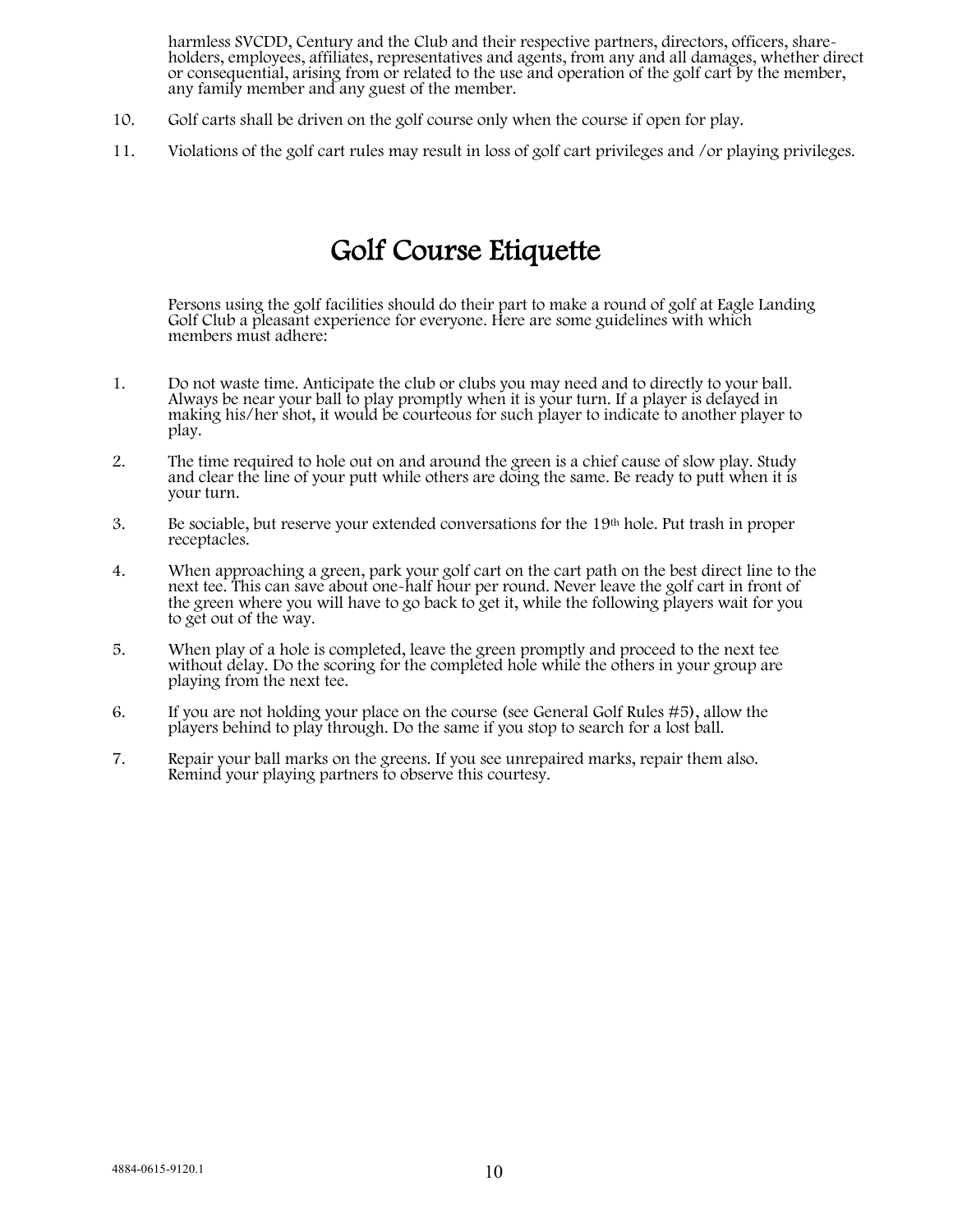harmless SVCDD, Century and the Club and their respective partners, directors, officers, shareholders, employees, affiliates, representatives and agents, from any and all damages, whether direct or consequential, arising from or related to the use and operation of the golf cart by the member, any family member and any guest of the member.

10. Golf carts shall be driven on the golf course only when the course if open for play.

11. Violations of the golf cart rules may result in loss of golf cart privileges and /or playing privileges.

# Golf Course Etiquette

Persons using the golf facilities should do their part to make a round of golf at Eagle Landing Golf Club a pleasant experience for everyone. Here are some guidelines with which members must adhere:

1. Do not waste time. Anticipate the club or clubs you may need and to directly to your ball. Always be near your ball to play promptly when it is your turn. If a player is delayed in making his/her shot, it would be courteous for such player to indicate to another player to play.

2. The time required to hole out on and around the green is a chief cause of slow play. Study and clear the line of your putt while others are doing the same. Be ready to putt when it is your turn.

3. Be sociable, but reserve your extended conversations for the 19th hole. Put trash in proper receptacles.

4. When approaching a green, park your golf cart on the cart path on the best direct line to the next tee. This can save about one-half hour per round. Never leave the golf cart in front of the green where you will have to go back to get it, while the following players wait for you to get out of the way.

5. When play of a hole is completed, leave the green promptly and proceed to the next tee without delay. Do the scoring for the completed hole while the others in your group are playing from the next tee.

6. If you are not holding your place on the course (see General Golf Rules #5), allow the players behind to play through. Do the same if you stop to search for a lost ball.

7. Repair your ball marks on the greens. If you see unrepaired marks, repair them also. Remind your playing partners to observe this courtesy.

4884-0615-9120.1